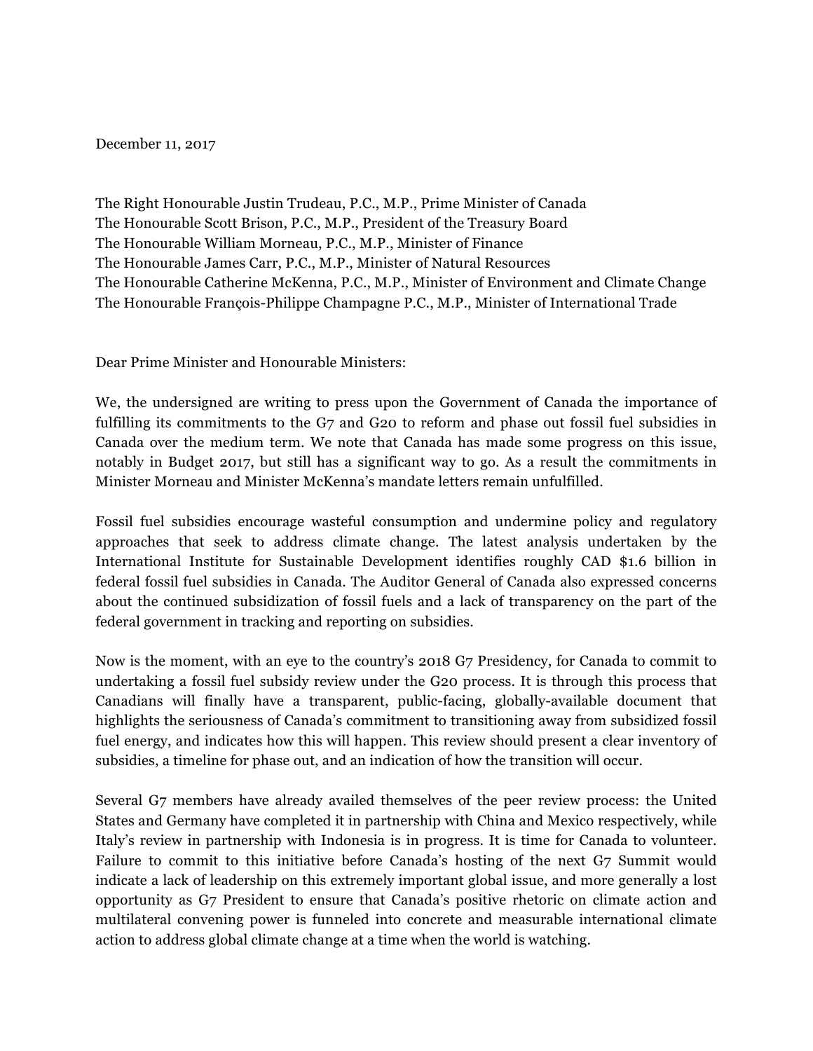December 11, 2017

The Right Honourable Justin Trudeau, P.C., M.P., Prime Minister of Canada
The Honourable Scott Brison, P.C., M.P., President of the Treasury Board
The Honourable William Morneau, P.C., M.P., Minister of Finance
The Honourable James Carr, P.C., M.P., Minister of Natural Resources
The Honourable Catherine McKenna, P.C., M.P., Minister of Environment and Climate Change
The Honourable François-Philippe Champagne P.C., M.P., Minister of International Trade

Dear Prime Minister and Honourable Ministers:

We, the undersigned are writing to press upon the Government of Canada the importance of fulfilling its commitments to the G7 and G20 to reform and phase out fossil fuel subsidies in Canada over the medium term. We note that Canada has made some progress on this issue, notably in Budget 2017, but still has a significant way to go. As a result the commitments in Minister Morneau and Minister McKenna's mandate letters remain unfulfilled.

Fossil fuel subsidies encourage wasteful consumption and undermine policy and regulatory approaches that seek to address climate change. The latest analysis undertaken by the International Institute for Sustainable Development identifies roughly CAD $1.6 billion in federal fossil fuel subsidies in Canada. The Auditor General of Canada also expressed concerns about the continued subsidization of fossil fuels and a lack of transparency on the part of the federal government in tracking and reporting on subsidies.

Now is the moment, with an eye to the country's 2018 G7 Presidency, for Canada to commit to undertaking a fossil fuel subsidy review under the G20 process. It is through this process that Canadians will finally have a transparent, public-facing, globally-available document that highlights the seriousness of Canada's commitment to transitioning away from subsidized fossil fuel energy, and indicates how this will happen. This review should present a clear inventory of subsidies, a timeline for phase out, and an indication of how the transition will occur.

Several G7 members have already availed themselves of the peer review process: the United States and Germany have completed it in partnership with China and Mexico respectively, while Italy's review in partnership with Indonesia is in progress. It is time for Canada to volunteer. Failure to commit to this initiative before Canada's hosting of the next G7 Summit would indicate a lack of leadership on this extremely important global issue, and more generally a lost opportunity as G7 President to ensure that Canada's positive rhetoric on climate action and multilateral convening power is funneled into concrete and measurable international climate action to address global climate change at a time when the world is watching.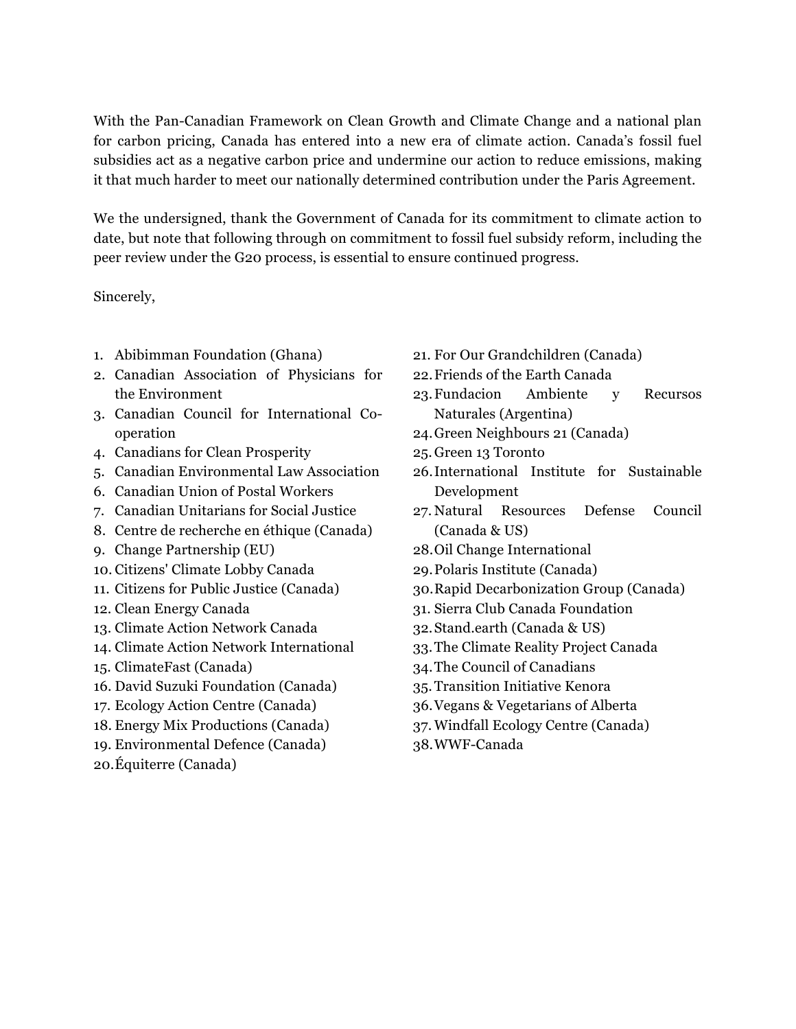With the Pan-Canadian Framework on Clean Growth and Climate Change and a national plan for carbon pricing, Canada has entered into a new era of climate action. Canada's fossil fuel subsidies act as a negative carbon price and undermine our action to reduce emissions, making it that much harder to meet our nationally determined contribution under the Paris Agreement.

We the undersigned, thank the Government of Canada for its commitment to climate action to date, but note that following through on commitment to fossil fuel subsidy reform, including the peer review under the G20 process, is essential to ensure continued progress.

Sincerely,

1. Abibimman Foundation (Ghana)
2. Canadian Association of Physicians for the Environment
3. Canadian Council for International Co-operation
4. Canadians for Clean Prosperity
5. Canadian Environmental Law Association
6. Canadian Union of Postal Workers
7. Canadian Unitarians for Social Justice
8. Centre de recherche en éthique (Canada)
9. Change Partnership (EU)
10. Citizens' Climate Lobby Canada
11. Citizens for Public Justice (Canada)
12. Clean Energy Canada
13. Climate Action Network Canada
14. Climate Action Network International
15. ClimateFast (Canada)
16. David Suzuki Foundation (Canada)
17. Ecology Action Centre (Canada)
18. Energy Mix Productions (Canada)
19. Environmental Defence (Canada)
20. Équiterre (Canada)
21. For Our Grandchildren (Canada)
22. Friends of the Earth Canada
23. Fundacion Ambiente y Recursos Naturales (Argentina)
24. Green Neighbours 21 (Canada)
25. Green 13 Toronto
26. International Institute for Sustainable Development
27. Natural Resources Defense Council (Canada & US)
28. Oil Change International
29. Polaris Institute (Canada)
30. Rapid Decarbonization Group (Canada)
31. Sierra Club Canada Foundation
32. Stand.earth (Canada & US)
33. The Climate Reality Project Canada
34. The Council of Canadians
35. Transition Initiative Kenora
36. Vegans & Vegetarians of Alberta
37. Windfall Ecology Centre (Canada)
38. WWF-Canada